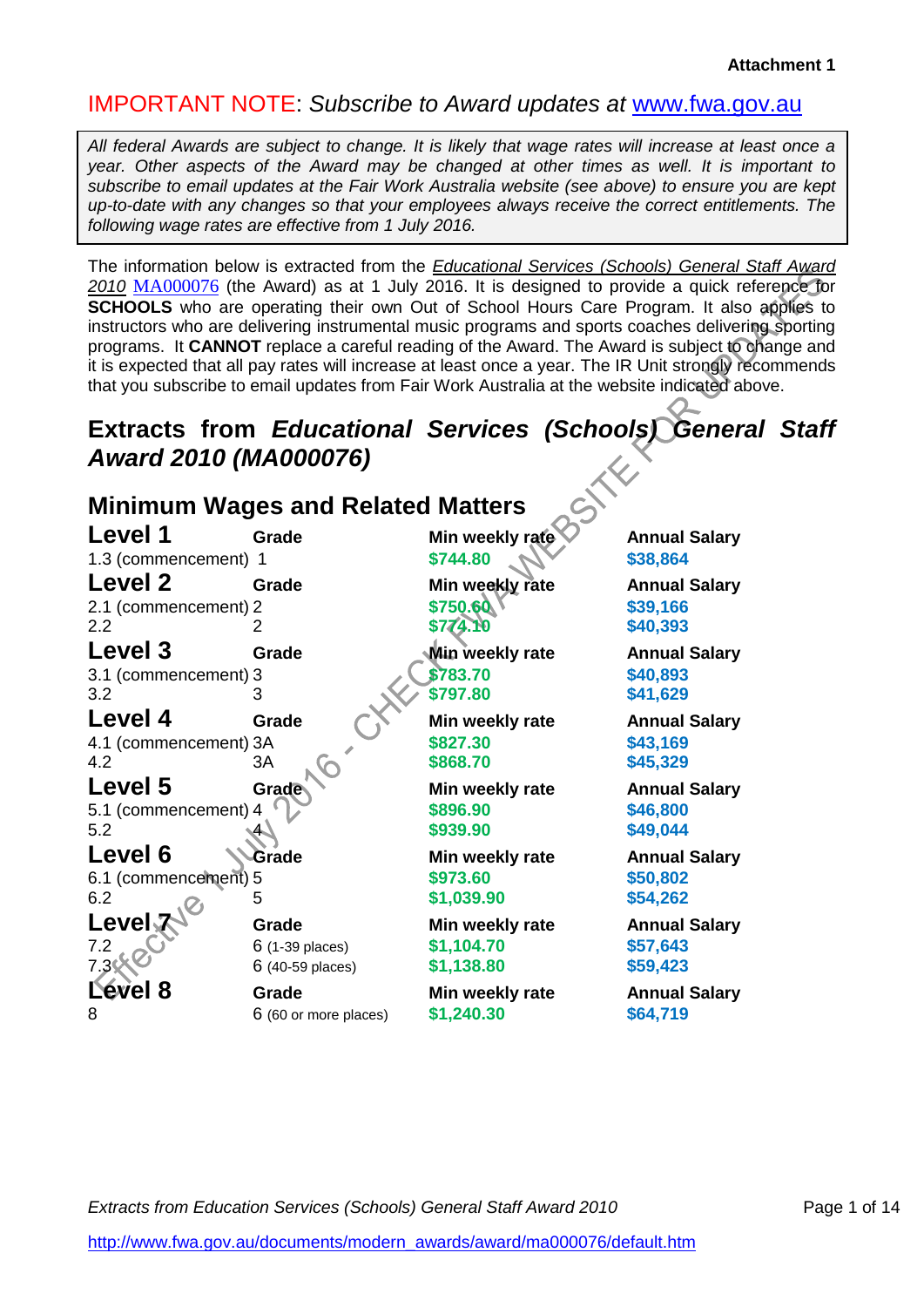**Attachment 1**

## IMPORTANT NOTE: *Subscribe to Award updates at [www.fwa.gov.au](http://www.fwa.gov.au)*

*All federal Awards are subject to change. It is likely that wage rates will increase at least once a year. Other aspects of the Award may be changed at other times as well. It is important to subscribe to email updates at the Fair Work Australia website (see above) to ensure you are kept up-to-date with any changes so that your employees always receive the correct entitlements. The following wage rates are effective from 1 July 2016.*

The information below is extracted from the *Educational Services (Schools) General Staff Award 2010* MA000076 (the Award) as at 1 July 2016. It is designed to provide a quick reference for **SCHOOLS** who are operating their own Out of School Hours Care Program. It also applies to instructors who are delivering instrumental music programs and sports coaches delivering sporting programs. It **CANNOT** replace a careful reading of the Award. The Award is subject to change and it is expected that all pay rates will increase at least once a year. The IR Unit strongly recommends that you subscribe to email updates from Fair Work Australia at the website indicated above.

# Extracts from *Educational Services (Schools) General Staff Award 2010 (MA000076)*

## Minimum Wages and Related Matters

| Level | Grade | Min weekly rate | Annual Salary |
|---|---|---|---|
| **Level 1** | | | |
| 1.3 (commencement) | 1 | $744.80 | $38,864 |
| **Level 2** | | | |
| 2.1 (commencement) | 2 | $750.60 | $39,166 |
| 2.2 | 2 | $774.10 | $40,393 |
| **Level 3** | | | |
| 3.1 (commencement) | 3 | $783.70 | $40,893 |
| 3.2 | 3 | $797.80 | $41,629 |
| **Level 4** | | | |
| 4.1 (commencement) | 3A | $827.30 | $43,169 |
| 4.2 | 3A | $868.70 | $45,329 |
| **Level 5** | | | |
| 5.1 (commencement) | 4 | $896.90 | $46,800 |
| 5.2 | 4 | $939.90 | $49,044 |
| **Level 6** | | | |
| 6.1 (commencement) | 5 | $973.60 | $50,802 |
| 6.2 | 5 | $1,039.90 | $54,262 |
| **Level 7** | | | |
| 7.2 | 6 (1-39 places) | $1,104.70 | $57,643 |
| 7.3 | 6 (40-59 places) | $1,138.80 | $59,423 |
| **Level 8** | | | |
| 8 | 6 (60 or more places) | $1,240.30 | $64,719 |

Effective 1 July 2016 - CHECK FWA WEBSITE FOR UPDATES

*Extracts from Education Services (Schools) General Staff Award 2010*

[http://www.fwa.gov.au/documents/modern_awards/award/ma000076/default.htm](http://www.fwa.gov.au/documents/modern_awards/award/ma000076/default.htm)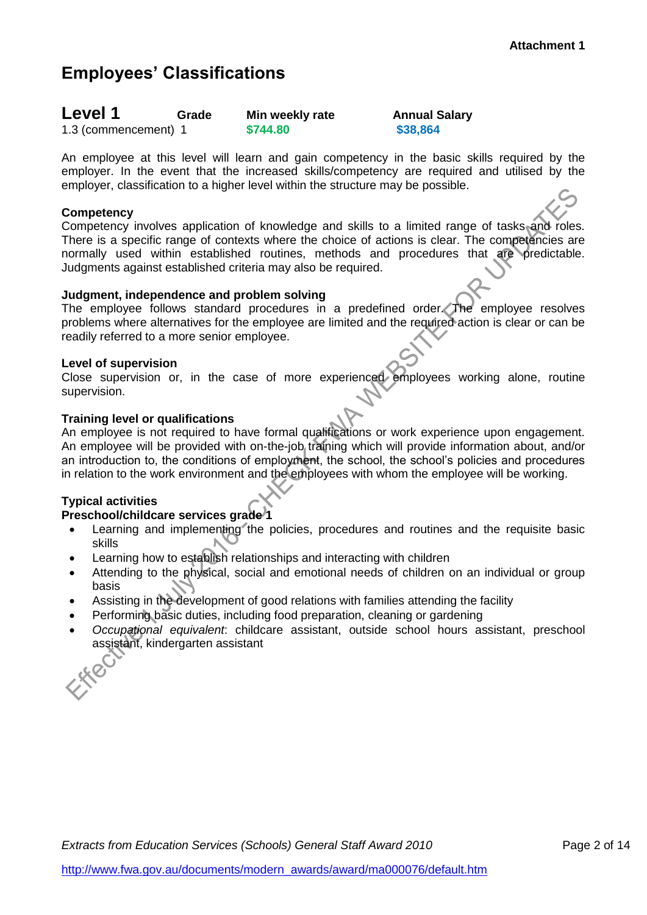Attachment 1

# Employees' Classifications

| Level 1 | Grade | Min weekly rate | Annual Salary |
|---|---|---|---|
| 1.3 (commencement) | 1 | $744.80 | $38,864 |

An employee at this level will learn and gain competency in the basic skills required by the employer. In the event that the increased skills/competency are required and utilised by the employer, classification to a higher level within the structure may be possible.

**Competency**

Competency involves application of knowledge and skills to a limited range of tasks and roles. There is a specific range of contexts where the choice of actions is clear. The competencies are normally used within established routines, methods and procedures that are predictable. Judgments against established criteria may also be required.

**Judgment, independence and problem solving**

The employee follows standard procedures in a predefined order. The employee resolves problems where alternatives for the employee are limited and the required action is clear or can be readily referred to a more senior employee.

**Level of supervision**

Close supervision or, in the case of more experienced employees working alone, routine supervision.

**Training level or qualifications**

An employee is not required to have formal qualifications or work experience upon engagement. An employee will be provided with on-the-job training which will provide information about, and/or an introduction to, the conditions of employment, the school, the school's policies and procedures in relation to the work environment and the employees with whom the employee will be working.

**Typical activities**

**Preschool/childcare services grade 1**

- Learning and implementing the policies, procedures and routines and the requisite basic skills
- Learning how to establish relationships and interacting with children
- Attending to the physical, social and emotional needs of children on an individual or group basis
- Assisting in the development of good relations with families attending the facility
- Performing basic duties, including food preparation, cleaning or gardening
- *Occupational equivalent*: childcare assistant, outside school hours assistant, preschool assistant, kindergarten assistant

*Extracts from Education Services (Schools) General Staff Award 2010*

http://www.fwa.gov.au/documents/modern_awards/award/ma000076/default.htm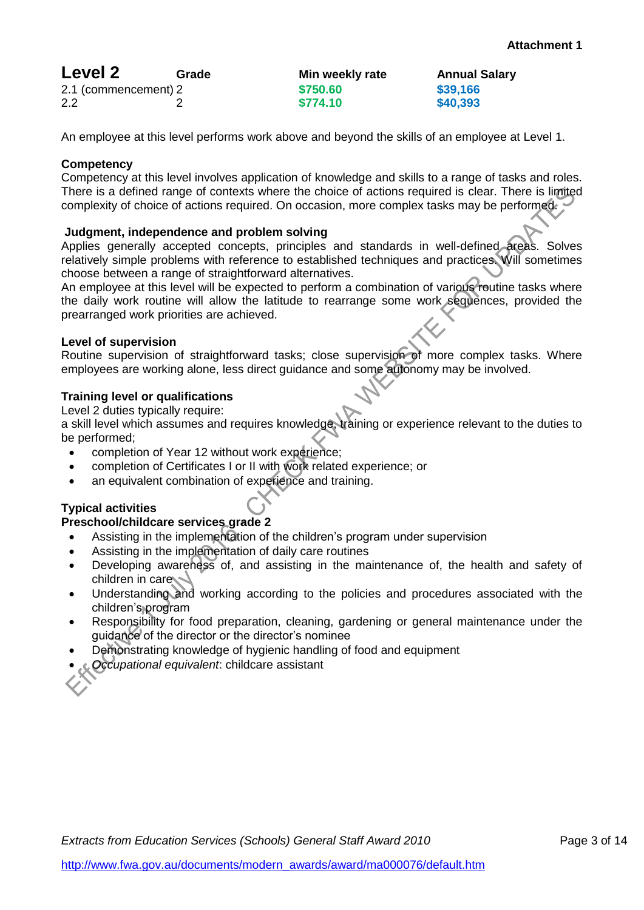Attachment 1

| Level 2 | Grade | Min weekly rate | Annual Salary |
|---|---|---|---|
| 2.1 (commencement) | 2 | $750.60 | $39,166 |
| 2.2 | 2 | $774.10 | $40,393 |

An employee at this level performs work above and beyond the skills of an employee at Level 1.

**Competency**

Competency at this level involves application of knowledge and skills to a range of tasks and roles. There is a defined range of contexts where the choice of actions required is clear. There is limited complexity of choice of actions required. On occasion, more complex tasks may be performed.

**Judgment, independence and problem solving**

Applies generally accepted concepts, principles and standards in well-defined areas. Solves relatively simple problems with reference to established techniques and practices. Will sometimes choose between a range of straightforward alternatives.

An employee at this level will be expected to perform a combination of various routine tasks where the daily work routine will allow the latitude to rearrange some work sequences, provided the prearranged work priorities are achieved.

**Level of supervision**

Routine supervision of straightforward tasks; close supervision of more complex tasks. Where employees are working alone, less direct guidance and some autonomy may be involved.

**Training level or qualifications**

Level 2 duties typically require:

a skill level which assumes and requires knowledge, training or experience relevant to the duties to be performed;

- completion of Year 12 without work experience;
- completion of Certificates I or II with work related experience; or
- an equivalent combination of experience and training.

**Typical activities**

**Preschool/childcare services grade 2**

- Assisting in the implementation of the children's program under supervision
- Assisting in the implementation of daily care routines
- Developing awareness of, and assisting in the maintenance of, the health and safety of children in care
- Understanding and working according to the policies and procedures associated with the children's program
- Responsibility for food preparation, cleaning, gardening or general maintenance under the guidance of the director or the director's nominee
- Demonstrating knowledge of hygienic handling of food and equipment
- *Occupational equivalent*: childcare assistant

*Extracts from Education Services (Schools) General Staff Award 2010*

http://www.fwa.gov.au/documents/modern_awards/award/ma000076/default.htm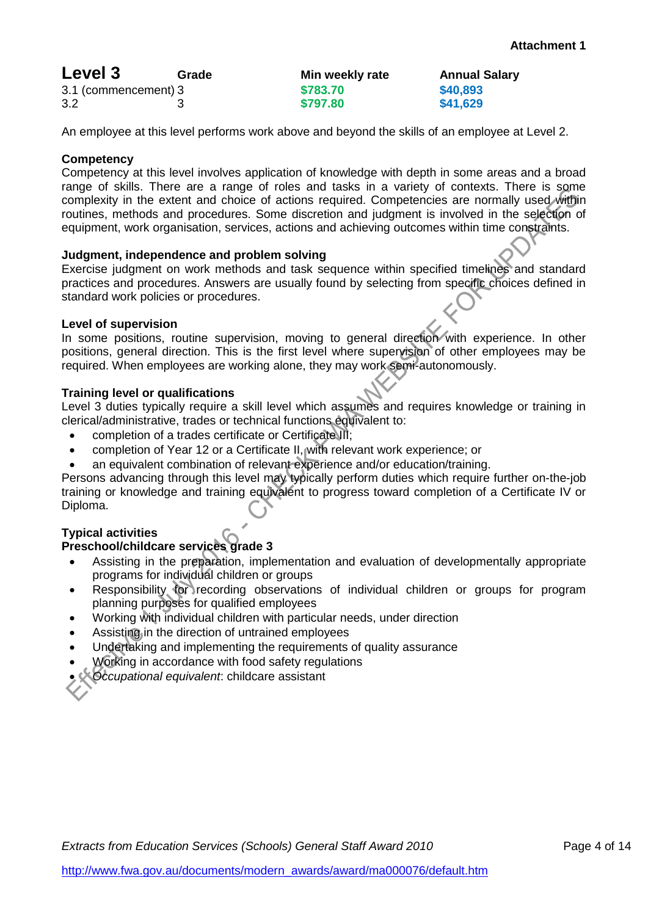| Level 3 | Grade | Min weekly rate | Annual Salary |
|---|---|---|---|
| 3.1 (commencement) | 3 | $783.70 | $40,893 |
| 3.2 | 3 | $797.80 | $41,629 |

An employee at this level performs work above and beyond the skills of an employee at Level 2.

**Competency**

Competency at this level involves application of knowledge with depth in some areas and a broad range of skills. There are a range of roles and tasks in a variety of contexts. There is some complexity in the extent and choice of actions required. Competencies are normally used within routines, methods and procedures. Some discretion and judgment is involved in the selection of equipment, work organisation, services, actions and achieving outcomes within time constraints.

**Judgment, independence and problem solving**

Exercise judgment on work methods and task sequence within specified timelines and standard practices and procedures. Answers are usually found by selecting from specific choices defined in standard work policies or procedures.

**Level of supervision**

In some positions, routine supervision, moving to general direction with experience. In other positions, general direction. This is the first level where supervision of other employees may be required. When employees are working alone, they may work semi-autonomously.

**Training level or qualifications**

Level 3 duties typically require a skill level which assumes and requires knowledge or training in clerical/administrative, trades or technical functions equivalent to:

- completion of a trades certificate or Certificate III;
- completion of Year 12 or a Certificate II, with relevant work experience; or
- an equivalent combination of relevant experience and/or education/training.

Persons advancing through this level may typically perform duties which require further on-the-job training or knowledge and training equivalent to progress toward completion of a Certificate IV or Diploma.

**Typical activities**

**Preschool/childcare services grade 3**

- Assisting in the preparation, implementation and evaluation of developmentally appropriate programs for individual children or groups
- Responsibility for recording observations of individual children or groups for program planning purposes for qualified employees
- Working with individual children with particular needs, under direction
- Assisting in the direction of untrained employees
- Undertaking and implementing the requirements of quality assurance
- Working in accordance with food safety regulations
- *Occupational equivalent*: childcare assistant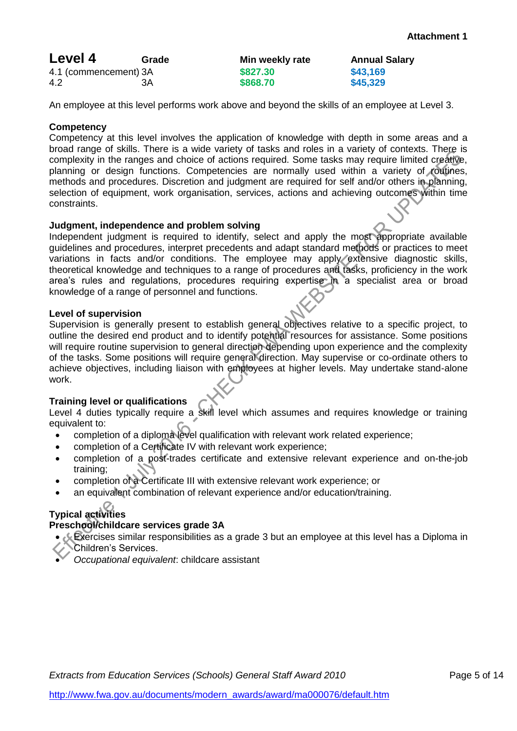**Attachment 1**

| **Level 4** | **Grade** | **Min weekly rate** | **Annual Salary** |
|---|---|---|---|
| 4.1 (commencement) | 3A | $827.30 | $43,169 |
| 4.2 | 3A | $868.70 | $45,329 |

An employee at this level performs work above and beyond the skills of an employee at Level 3.

**Competency**

Competency at this level involves the application of knowledge with depth in some areas and a broad range of skills. There is a wide variety of tasks and roles in a variety of contexts. There is complexity in the ranges and choice of actions required. Some tasks may require limited creative, planning or design functions. Competencies are normally used within a variety of routines, methods and procedures. Discretion and judgment are required for self and/or others in planning, selection of equipment, work organisation, services, actions and achieving outcomes within time constraints.

**Judgment, independence and problem solving**

Independent judgment is required to identify, select and apply the most appropriate available guidelines and procedures, interpret precedents and adapt standard methods or practices to meet variations in facts and/or conditions. The employee may apply extensive diagnostic skills, theoretical knowledge and techniques to a range of procedures and tasks, proficiency in the work area's rules and regulations, procedures requiring expertise in a specialist area or broad knowledge of a range of personnel and functions.

**Level of supervision**

Supervision is generally present to establish general objectives relative to a specific project, to outline the desired end product and to identify potential resources for assistance. Some positions will require routine supervision to general direction depending upon experience and the complexity of the tasks. Some positions will require general direction. May supervise or co-ordinate others to achieve objectives, including liaison with employees at higher levels. May undertake stand-alone work.

**Training level or qualifications**

Level 4 duties typically require a skill level which assumes and requires knowledge or training equivalent to:

- completion of a diploma level qualification with relevant work related experience;
- completion of a Certificate IV with relevant work experience;
- completion of a post-trades certificate and extensive relevant experience and on-the-job training;
- completion of a Certificate III with extensive relevant work experience; or
- an equivalent combination of relevant experience and/or education/training.

**Typical activities**

**Preschool/childcare services grade 3A**

- Exercises similar responsibilities as a grade 3 but an employee at this level has a Diploma in Children's Services.
- *Occupational equivalent*: childcare assistant

*Extracts from Education Services (Schools) General Staff Award 2010*

http://www.fwa.gov.au/documents/modern_awards/award/ma000076/default.htm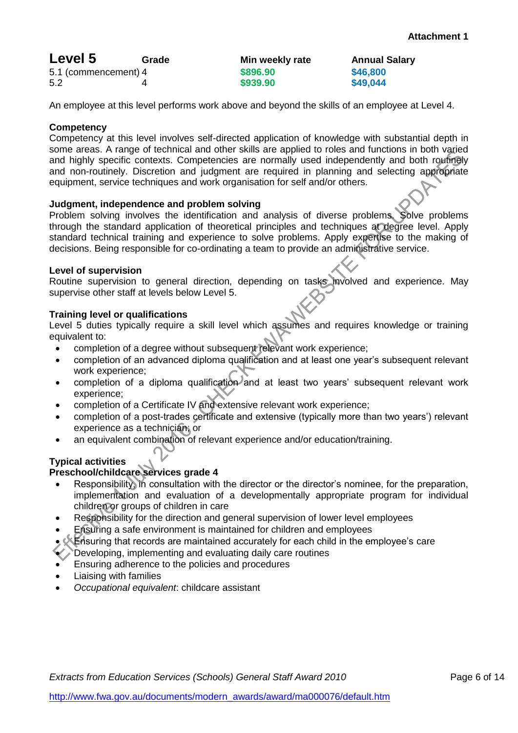Attachment 1

| Level 5 | Grade | Min weekly rate | Annual Salary |
|---|---|---|---|
| 5.1 (commencement) | 4 | $896.90 | $46,800 |
| 5.2 | 4 | $939.90 | $49,044 |

An employee at this level performs work above and beyond the skills of an employee at Level 4.

**Competency**

Competency at this level involves self-directed application of knowledge with substantial depth in some areas. A range of technical and other skills are applied to roles and functions in both varied and highly specific contexts. Competencies are normally used independently and both routinely and non-routinely. Discretion and judgment are required in planning and selecting appropriate equipment, service techniques and work organisation for self and/or others.

**Judgment, independence and problem solving**

Problem solving involves the identification and analysis of diverse problems. Solve problems through the standard application of theoretical principles and techniques at degree level. Apply standard technical training and experience to solve problems. Apply expertise to the making of decisions. Being responsible for co-ordinating a team to provide an administrative service.

**Level of supervision**

Routine supervision to general direction, depending on tasks involved and experience. May supervise other staff at levels below Level 5.

**Training level or qualifications**

Level 5 duties typically require a skill level which assumes and requires knowledge or training equivalent to:

- completion of a degree without subsequent relevant work experience;
- completion of an advanced diploma qualification and at least one year's subsequent relevant work experience;
- completion of a diploma qualification and at least two years' subsequent relevant work experience;
- completion of a Certificate IV and extensive relevant work experience;
- completion of a post-trades certificate and extensive (typically more than two years') relevant experience as a technician; or
- an equivalent combination of relevant experience and/or education/training.

**Typical activities**

**Preschool/childcare services grade 4**

- Responsibility, in consultation with the director or the director's nominee, for the preparation, implementation and evaluation of a developmentally appropriate program for individual children or groups of children in care
- Responsibility for the direction and general supervision of lower level employees
- Ensuring a safe environment is maintained for children and employees
- Ensuring that records are maintained accurately for each child in the employee's care
- Developing, implementing and evaluating daily care routines
- Ensuring adherence to the policies and procedures
- Liaising with families
- *Occupational equivalent*: childcare assistant

*Extracts from Education Services (Schools) General Staff Award 2010*

http://www.fwa.gov.au/documents/modern_awards/award/ma000076/default.htm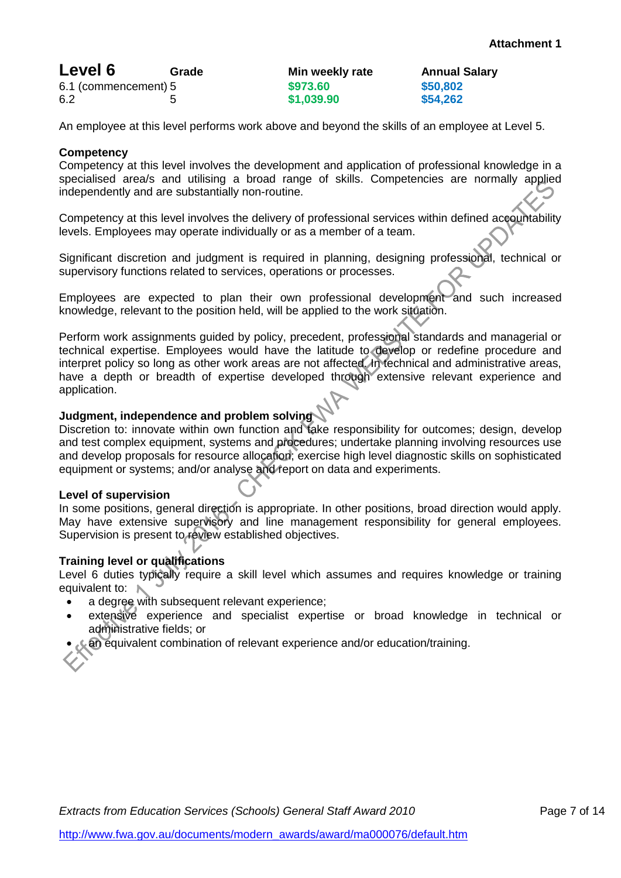**Attachment 1**

| **Level 6** | **Grade** | **Min weekly rate** | **Annual Salary** |
|---|---|---|---|
| 6.1 (commencement) | 5 | $973.60 | $50,802 |
| 6.2 | 5 | $1,039.90 | $54,262 |

An employee at this level performs work above and beyond the skills of an employee at Level 5.

**Competency**

Competency at this level involves the development and application of professional knowledge in a specialised area/s and utilising a broad range of skills. Competencies are normally applied independently and are substantially non-routine.

Competency at this level involves the delivery of professional services within defined accountability levels. Employees may operate individually or as a member of a team.

Significant discretion and judgment is required in planning, designing professional, technical or supervisory functions related to services, operations or processes.

Employees are expected to plan their own professional development and such increased knowledge, relevant to the position held, will be applied to the work situation.

Perform work assignments guided by policy, precedent, professional standards and managerial or technical expertise. Employees would have the latitude to develop or redefine procedure and interpret policy so long as other work areas are not affected. In technical and administrative areas, have a depth or breadth of expertise developed through extensive relevant experience and application.

**Judgment, independence and problem solving**

Discretion to: innovate within own function and take responsibility for outcomes; design, develop and test complex equipment, systems and procedures; undertake planning involving resources use and develop proposals for resource allocation; exercise high level diagnostic skills on sophisticated equipment or systems; and/or analyse and report on data and experiments.

**Level of supervision**

In some positions, general direction is appropriate. In other positions, broad direction would apply. May have extensive supervisory and line management responsibility for general employees. Supervision is present to review established objectives.

**Training level or qualifications**

Level 6 duties typically require a skill level which assumes and requires knowledge or training equivalent to:

- a degree with subsequent relevant experience;
- extensive experience and specialist expertise or broad knowledge in technical or administrative fields; or
- an equivalent combination of relevant experience and/or education/training.

*Extracts from Education Services (Schools) General Staff Award 2010*

http://www.fwa.gov.au/documents/modern_awards/award/ma000076/default.htm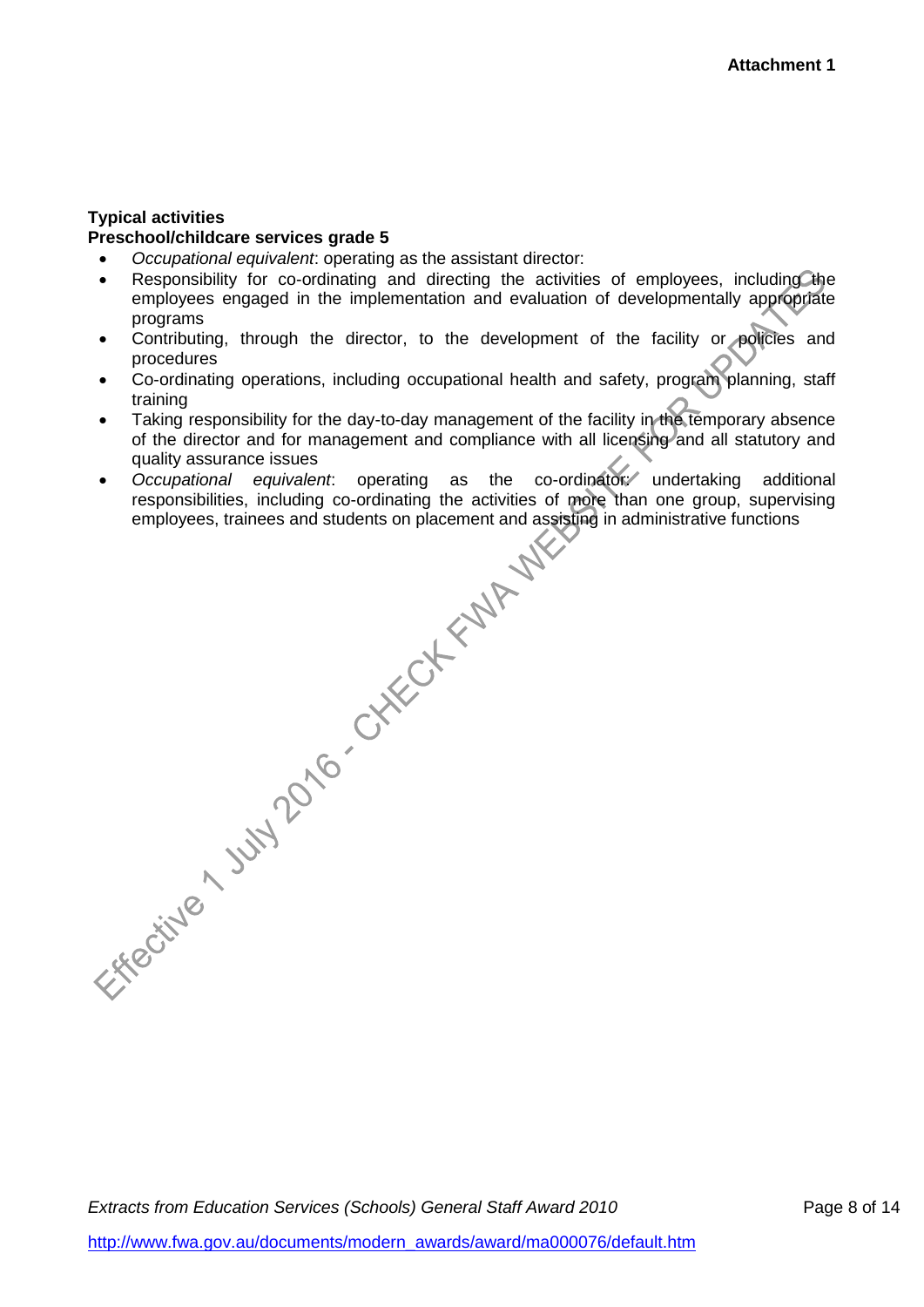**Attachment 1**

**Typical activities**

**Preschool/childcare services grade 5**

- *Occupational equivalent*: operating as the assistant director:
- Responsibility for co-ordinating and directing the activities of employees, including the employees engaged in the implementation and evaluation of developmentally appropriate programs
- Contributing, through the director, to the development of the facility or policies and procedures
- Co-ordinating operations, including occupational health and safety, program planning, staff training
- Taking responsibility for the day-to-day management of the facility in the temporary absence of the director and for management and compliance with all licensing and all statutory and quality assurance issues
- *Occupational equivalent*: operating as the co-ordinator: undertaking additional responsibilities, including co-ordinating the activities of more than one group, supervising employees, trainees and students on placement and assisting in administrative functions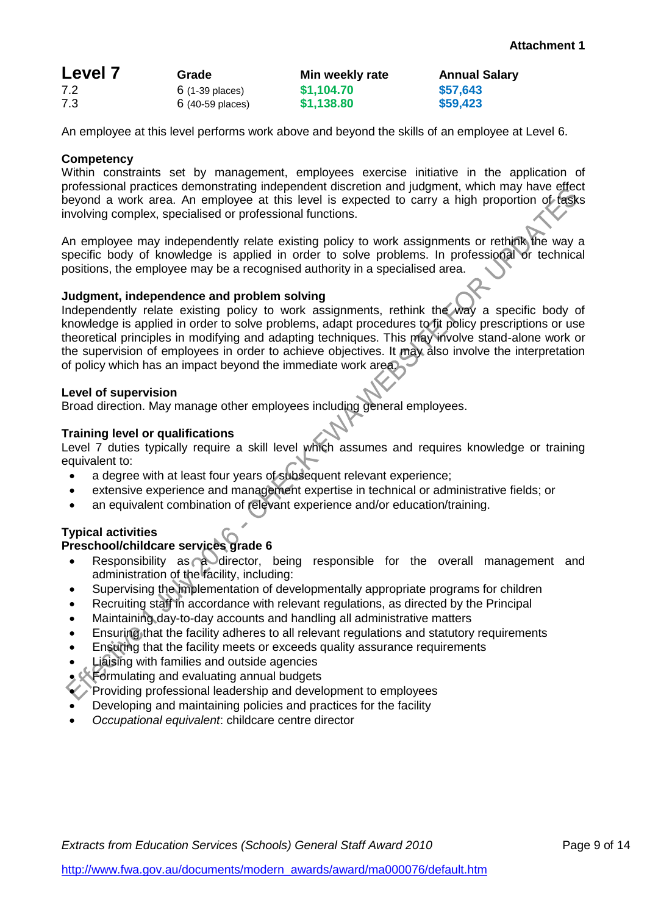**Attachment 1**

| Level 7 | Grade | Min weekly rate | Annual Salary |
|---|---|---|---|
| 7.2 | 6 (1-39 places) | $1,104.70 | $57,643 |
| 7.3 | 6 (40-59 places) | $1,138.80 | $59,423 |

An employee at this level performs work above and beyond the skills of an employee at Level 6.

**Competency**

Within constraints set by management, employees exercise initiative in the application of professional practices demonstrating independent discretion and judgment, which may have effect beyond a work area. An employee at this level is expected to carry a high proportion of tasks involving complex, specialised or professional functions.

An employee may independently relate existing policy to work assignments or rethink the way a specific body of knowledge is applied in order to solve problems. In professional or technical positions, the employee may be a recognised authority in a specialised area.

**Judgment, independence and problem solving**

Independently relate existing policy to work assignments, rethink the way a specific body of knowledge is applied in order to solve problems, adapt procedures to fit policy prescriptions or use theoretical principles in modifying and adapting techniques. This may involve stand-alone work or the supervision of employees in order to achieve objectives. It may also involve the interpretation of policy which has an impact beyond the immediate work area.

**Level of supervision**

Broad direction. May manage other employees including general employees.

**Training level or qualifications**

Level 7 duties typically require a skill level which assumes and requires knowledge or training equivalent to:

- a degree with at least four years of subsequent relevant experience;
- extensive experience and management expertise in technical or administrative fields; or
- an equivalent combination of relevant experience and/or education/training.

**Typical activities**

**Preschool/childcare services grade 6**

- Responsibility as a director, being responsible for the overall management and administration of the facility, including:
- Supervising the implementation of developmentally appropriate programs for children
- Recruiting staff in accordance with relevant regulations, as directed by the Principal
- Maintaining day-to-day accounts and handling all administrative matters
- Ensuring that the facility adheres to all relevant regulations and statutory requirements
- Ensuring that the facility meets or exceeds quality assurance requirements
- Liaising with families and outside agencies
- Formulating and evaluating annual budgets
- Providing professional leadership and development to employees
- Developing and maintaining policies and practices for the facility
- *Occupational equivalent*: childcare centre director

*Extracts from Education Services (Schools) General Staff Award 2010*

http://www.fwa.gov.au/documents/modern_awards/award/ma000076/default.htm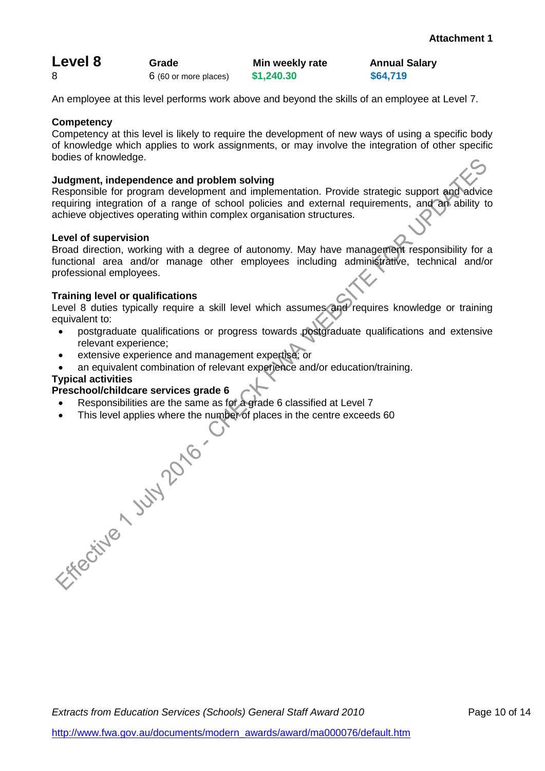**Attachment 1**

| **Level 8** | **Grade** | **Min weekly rate** | **Annual Salary** |
|---|---|---|---|
| 8 | 6 (60 or more places) | $1,240.30 | $64,719 |

An employee at this level performs work above and beyond the skills of an employee at Level 7.

**Competency**

Competency at this level is likely to require the development of new ways of using a specific body of knowledge which applies to work assignments, or may involve the integration of other specific bodies of knowledge.

**Judgment, independence and problem solving**

Responsible for program development and implementation. Provide strategic support and advice requiring integration of a range of school policies and external requirements, and an ability to achieve objectives operating within complex organisation structures.

**Level of supervision**

Broad direction, working with a degree of autonomy. May have management responsibility for a functional area and/or manage other employees including administrative, technical and/or professional employees.

**Training level or qualifications**

Level 8 duties typically require a skill level which assumes and requires knowledge or training equivalent to:

- postgraduate qualifications or progress towards postgraduate qualifications and extensive relevant experience;
- extensive experience and management expertise; or
- an equivalent combination of relevant experience and/or education/training.

**Typical activities**

**Preschool/childcare services grade 6**

- Responsibilities are the same as for a grade 6 classified at Level 7
- This level applies where the number of places in the centre exceeds 60

Effective 1 July 2016 - CHECK FWA WEBSITE FOR UPDATES

*Extracts from Education Services (Schools) General Staff Award 2010*

http://www.fwa.gov.au/documents/modern_awards/award/ma000076/default.htm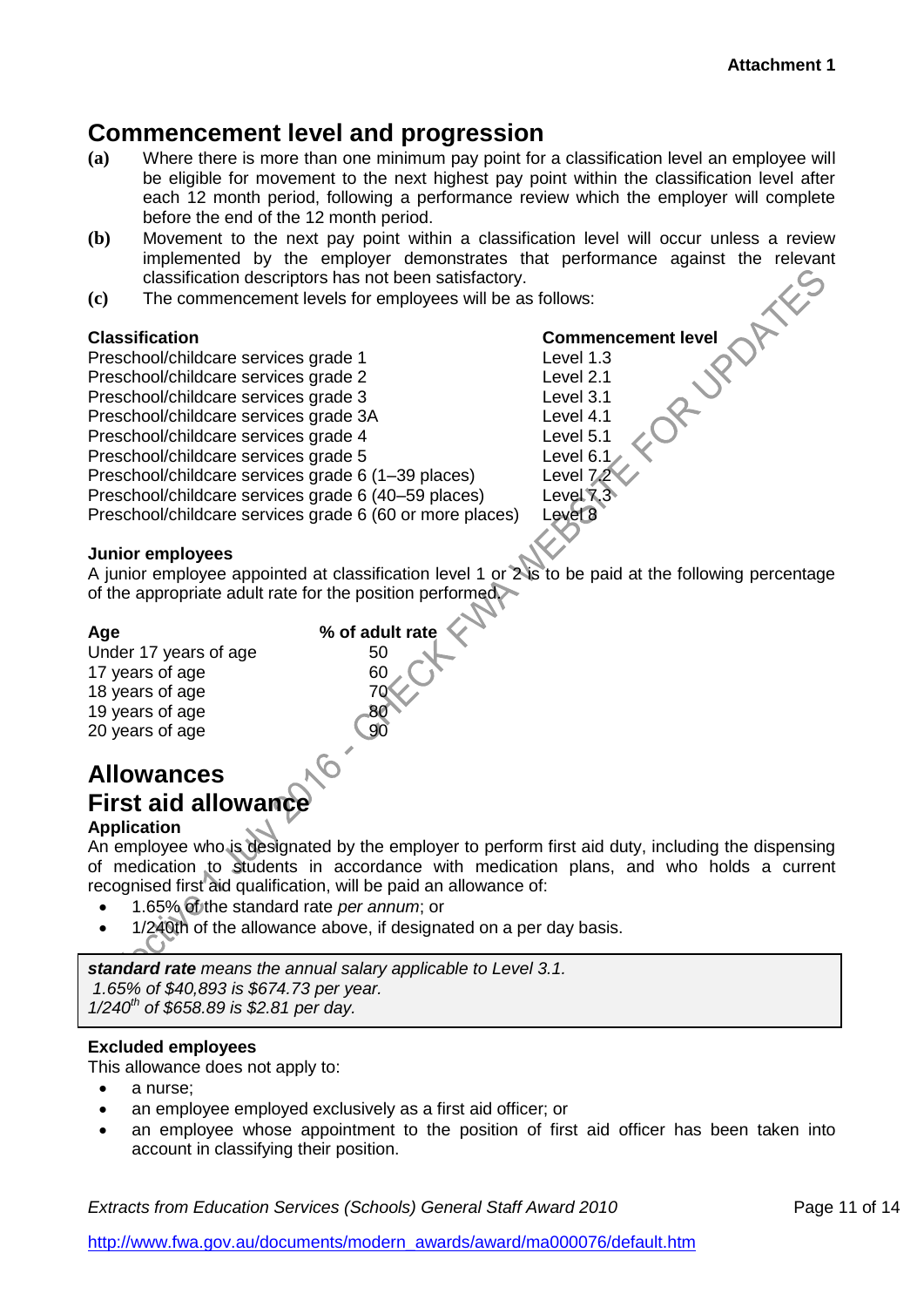Attachment 1

## Commencement level and progression

**(a)** Where there is more than one minimum pay point for a classification level an employee will be eligible for movement to the next highest pay point within the classification level after each 12 month period, following a performance review which the employer will complete before the end of the 12 month period.

**(b)** Movement to the next pay point within a classification level will occur unless a review implemented by the employer demonstrates that performance against the relevant classification descriptors has not been satisfactory.

**(c)** The commencement levels for employees will be as follows:

| Classification | Commencement level |
|---|---|
| Preschool/childcare services grade 1 | Level 1.3 |
| Preschool/childcare services grade 2 | Level 2.1 |
| Preschool/childcare services grade 3 | Level 3.1 |
| Preschool/childcare services grade 3A | Level 4.1 |
| Preschool/childcare services grade 4 | Level 5.1 |
| Preschool/childcare services grade 5 | Level 6.1 |
| Preschool/childcare services grade 6 (1–39 places) | Level 7.2 |
| Preschool/childcare services grade 6 (40–59 places) | Level 7.3 |
| Preschool/childcare services grade 6 (60 or more places) | Level 8 |

#### Junior employees

A junior employee appointed at classification level 1 or 2 is to be paid at the following percentage of the appropriate adult rate for the position performed.

| Age | % of adult rate |
|---|---|
| Under 17 years of age | 50 |
| 17 years of age | 60 |
| 18 years of age | 70 |
| 19 years of age | 80 |
| 20 years of age | 90 |

## Allowances

## First aid allowance

#### Application

An employee who is designated by the employer to perform first aid duty, including the dispensing of medication to students in accordance with medication plans, and who holds a current recognised first aid qualification, will be paid an allowance of:

- 1.65% of the standard rate *per annum*; or
- 1/240th of the allowance above, if designated on a per day basis.

> ***standard rate*** *means the annual salary applicable to Level 3.1.*
> *1.65% of $40,893 is $674.73 per year.*
> *1/240th of $658.89 is $2.81 per day.*

#### Excluded employees

This allowance does not apply to:

- a nurse;
- an employee employed exclusively as a first aid officer; or
- an employee whose appointment to the position of first aid officer has been taken into account in classifying their position.

*Extracts from Education Services (Schools) General Staff Award 2010*

http://www.fwa.gov.au/documents/modern_awards/award/ma000076/default.htm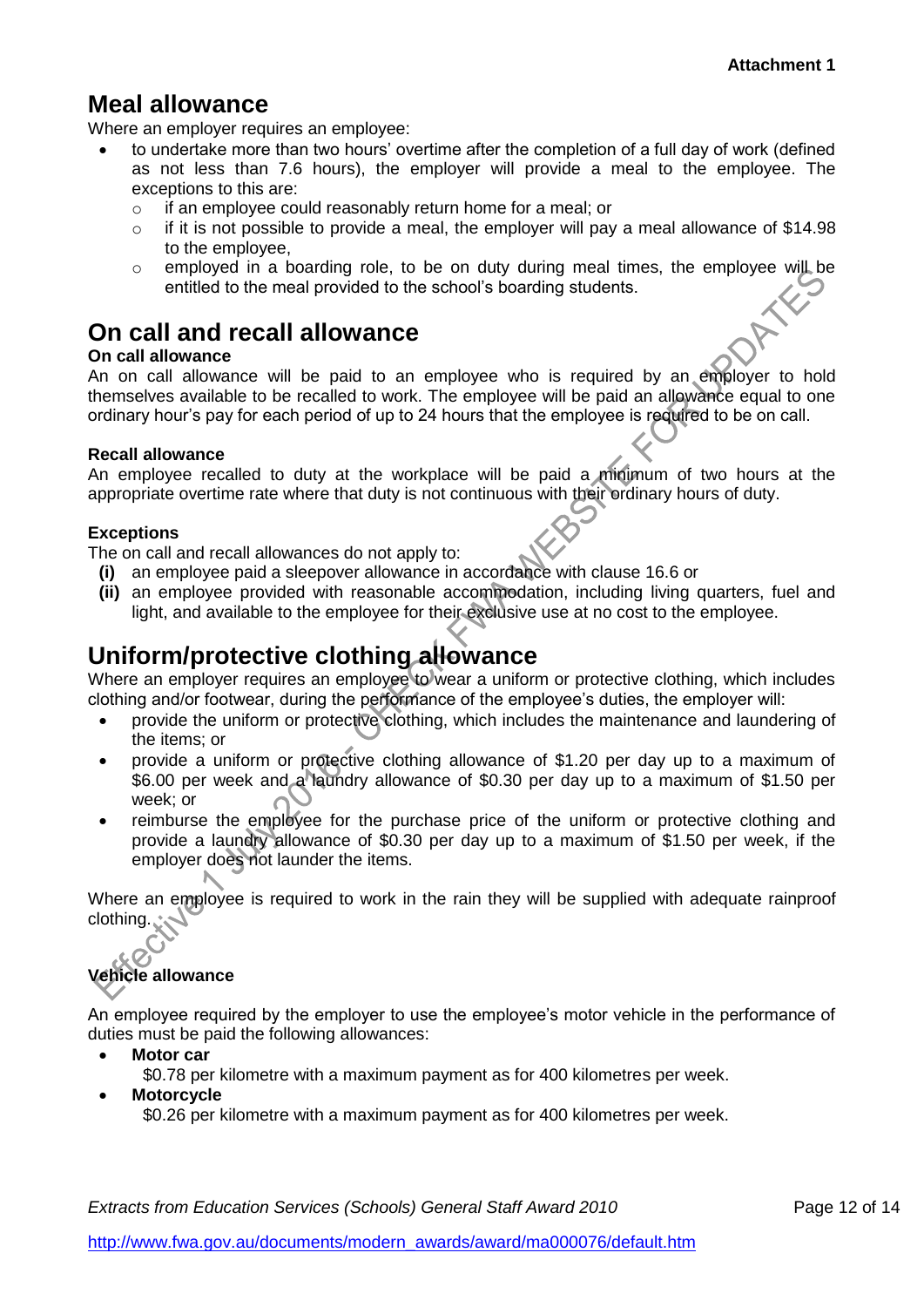## Meal allowance

Where an employer requires an employee:

- to undertake more than two hours' overtime after the completion of a full day of work (defined as not less than 7.6 hours), the employer will provide a meal to the employee. The exceptions to this are:
  - if an employee could reasonably return home for a meal; or
  - if it is not possible to provide a meal, the employer will pay a meal allowance of $14.98 to the employee,
  - employed in a boarding role, to be on duty during meal times, the employee will be entitled to the meal provided to the school's boarding students.

## On call and recall allowance

**On call allowance**

An on call allowance will be paid to an employee who is required by an employer to hold themselves available to be recalled to work. The employee will be paid an allowance equal to one ordinary hour's pay for each period of up to 24 hours that the employee is required to be on call.

**Recall allowance**

An employee recalled to duty at the workplace will be paid a minimum of two hours at the appropriate overtime rate where that duty is not continuous with their ordinary hours of duty.

**Exceptions**

The on call and recall allowances do not apply to:

**(i)** an employee paid a sleepover allowance in accordance with clause 16.6 or

**(ii)** an employee provided with reasonable accommodation, including living quarters, fuel and light, and available to the employee for their exclusive use at no cost to the employee.

## Uniform/protective clothing allowance

Where an employer requires an employee to wear a uniform or protective clothing, which includes clothing and/or footwear, during the performance of the employee's duties, the employer will:

- provide the uniform or protective clothing, which includes the maintenance and laundering of the items; or
- provide a uniform or protective clothing allowance of $1.20 per day up to a maximum of $6.00 per week and a laundry allowance of $0.30 per day up to a maximum of $1.50 per week; or
- reimburse the employee for the purchase price of the uniform or protective clothing and provide a laundry allowance of $0.30 per day up to a maximum of $1.50 per week, if the employer does not launder the items.

Where an employee is required to work in the rain they will be supplied with adequate rainproof clothing.

**Vehicle allowance**

An employee required by the employer to use the employee's motor vehicle in the performance of duties must be paid the following allowances:

- **Motor car**
  $0.78 per kilometre with a maximum payment as for 400 kilometres per week.
- **Motorcycle**
  $0.26 per kilometre with a maximum payment as for 400 kilometres per week.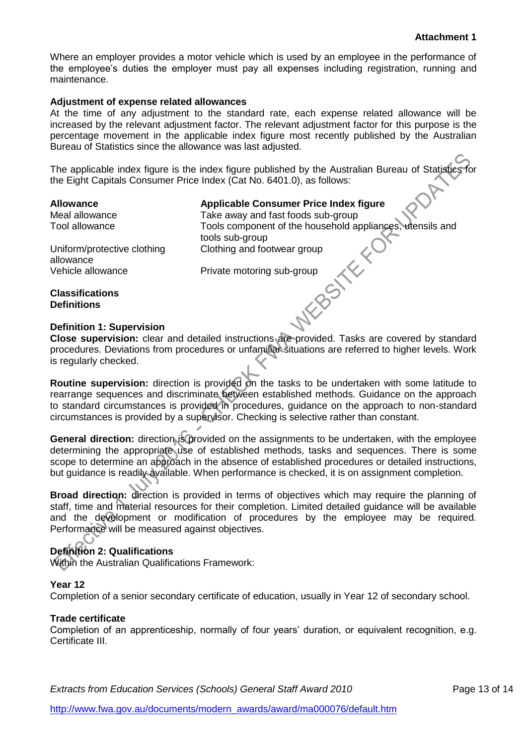**Attachment 1**

Where an employer provides a motor vehicle which is used by an employee in the performance of the employee's duties the employer must pay all expenses including registration, running and maintenance.

**Adjustment of expense related allowances**

At the time of any adjustment to the standard rate, each expense related allowance will be increased by the relevant adjustment factor. The relevant adjustment factor for this purpose is the percentage movement in the applicable index figure most recently published by the Australian Bureau of Statistics since the allowance was last adjusted.

The applicable index figure is the index figure published by the Australian Bureau of Statistics for the Eight Capitals Consumer Price Index (Cat No. 6401.0), as follows:

| **Allowance** | **Applicable Consumer Price Index figure** |
|---|---|
| Meal allowance | Take away and fast foods sub-group |
| Tool allowance | Tools component of the household appliances, utensils and tools sub-group |
| Uniform/protective clothing allowance | Clothing and footwear group |
| Vehicle allowance | Private motoring sub-group |

**Classifications**
**Definitions**

**Definition 1: Supervision**

**Close supervision:** clear and detailed instructions are provided. Tasks are covered by standard procedures. Deviations from procedures or unfamiliar situations are referred to higher levels. Work is regularly checked.

**Routine supervision:** direction is provided on the tasks to be undertaken with some latitude to rearrange sequences and discriminate between established methods. Guidance on the approach to standard circumstances is provided in procedures, guidance on the approach to non-standard circumstances is provided by a supervisor. Checking is selective rather than constant.

**General direction:** direction is provided on the assignments to be undertaken, with the employee determining the appropriate use of established methods, tasks and sequences. There is some scope to determine an approach in the absence of established procedures or detailed instructions, but guidance is readily available. When performance is checked, it is on assignment completion.

**Broad direction:** direction is provided in terms of objectives which may require the planning of staff, time and material resources for their completion. Limited detailed guidance will be available and the development or modification of procedures by the employee may be required. Performance will be measured against objectives.

**Definition 2: Qualifications**

Within the Australian Qualifications Framework:

**Year 12**

Completion of a senior secondary certificate of education, usually in Year 12 of secondary school.

**Trade certificate**

Completion of an apprenticeship, normally of four years' duration, or equivalent recognition, e.g. Certificate III.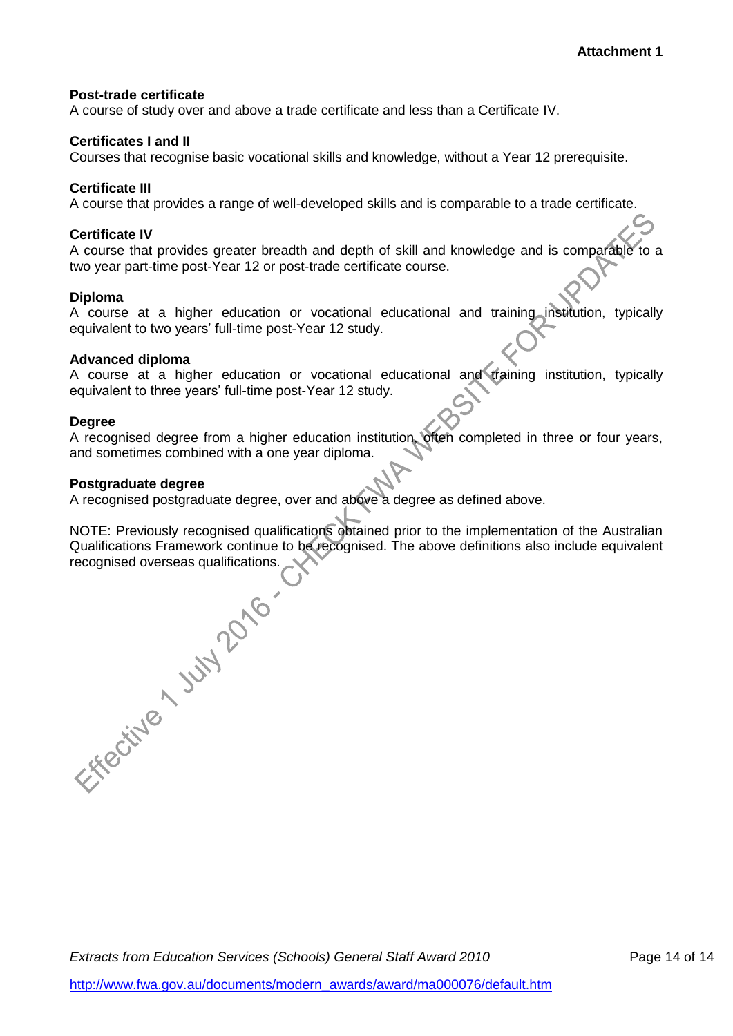**Post-trade certificate**
A course of study over and above a trade certificate and less than a Certificate IV.

**Certificates I and II**
Courses that recognise basic vocational skills and knowledge, without a Year 12 prerequisite.

**Certificate III**
A course that provides a range of well-developed skills and is comparable to a trade certificate.

**Certificate IV**
A course that provides greater breadth and depth of skill and knowledge and is comparable to a two year part-time post-Year 12 or post-trade certificate course.

**Diploma**
A course at a higher education or vocational educational and training institution, typically equivalent to two years' full-time post-Year 12 study.

**Advanced diploma**
A course at a higher education or vocational educational and training institution, typically equivalent to three years' full-time post-Year 12 study.

**Degree**
A recognised degree from a higher education institution, often completed in three or four years, and sometimes combined with a one year diploma.

**Postgraduate degree**
A recognised postgraduate degree, over and above a degree as defined above.

NOTE: Previously recognised qualifications obtained prior to the implementation of the Australian Qualifications Framework continue to be recognised. The above definitions also include equivalent recognised overseas qualifications.